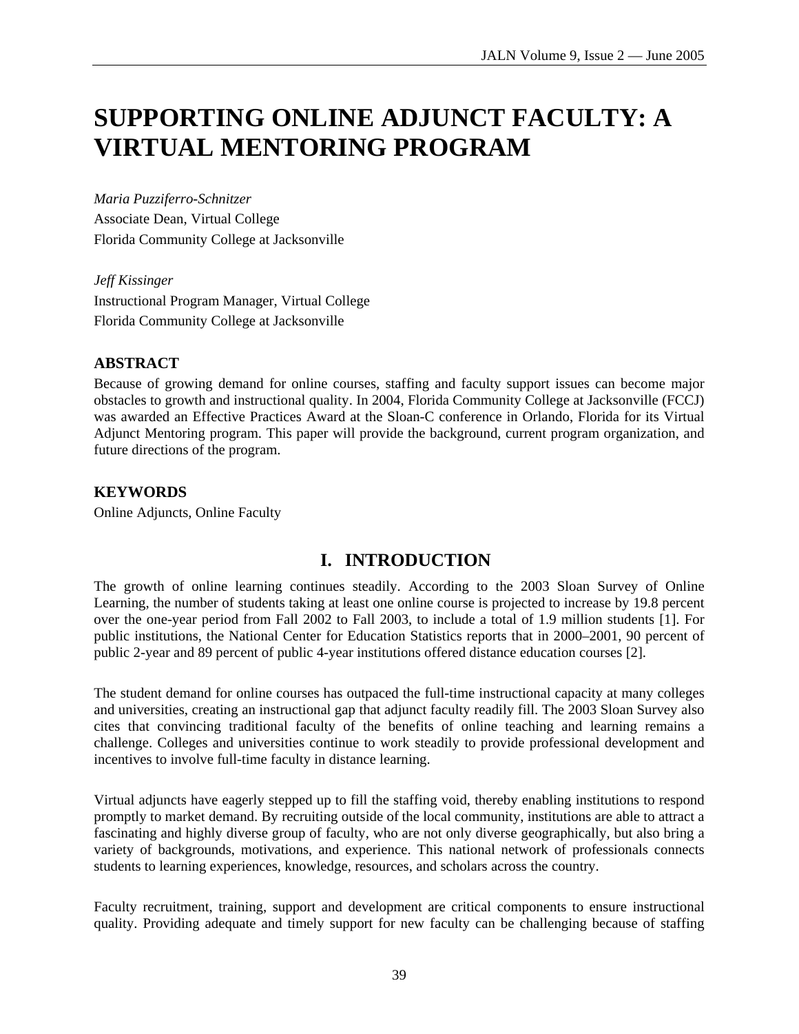# SUPPORTING ONLINE ADJUNCT FACULTY: A VIRTUAL MENTORING PROGRAM

*Maria Puzziferro-Schnitzer*
Associate Dean, Virtual College
Florida Community College at Jacksonville

*Jeff Kissinger*
Instructional Program Manager, Virtual College
Florida Community College at Jacksonville

### ABSTRACT

Because of growing demand for online courses, staffing and faculty support issues can become major obstacles to growth and instructional quality. In 2004, Florida Community College at Jacksonville (FCCJ) was awarded an Effective Practices Award at the Sloan-C conference in Orlando, Florida for its Virtual Adjunct Mentoring program. This paper will provide the background, current program organization, and future directions of the program.

### KEYWORDS

Online Adjuncts, Online Faculty

## I. INTRODUCTION

The growth of online learning continues steadily. According to the 2003 Sloan Survey of Online Learning, the number of students taking at least one online course is projected to increase by 19.8 percent over the one-year period from Fall 2002 to Fall 2003, to include a total of 1.9 million students [1]. For public institutions, the National Center for Education Statistics reports that in 2000–2001, 90 percent of public 2-year and 89 percent of public 4-year institutions offered distance education courses [2].

The student demand for online courses has outpaced the full-time instructional capacity at many colleges and universities, creating an instructional gap that adjunct faculty readily fill. The 2003 Sloan Survey also cites that convincing traditional faculty of the benefits of online teaching and learning remains a challenge. Colleges and universities continue to work steadily to provide professional development and incentives to involve full-time faculty in distance learning.

Virtual adjuncts have eagerly stepped up to fill the staffing void, thereby enabling institutions to respond promptly to market demand. By recruiting outside of the local community, institutions are able to attract a fascinating and highly diverse group of faculty, who are not only diverse geographically, but also bring a variety of backgrounds, motivations, and experience. This national network of professionals connects students to learning experiences, knowledge, resources, and scholars across the country.

Faculty recruitment, training, support and development are critical components to ensure instructional quality. Providing adequate and timely support for new faculty can be challenging because of staffing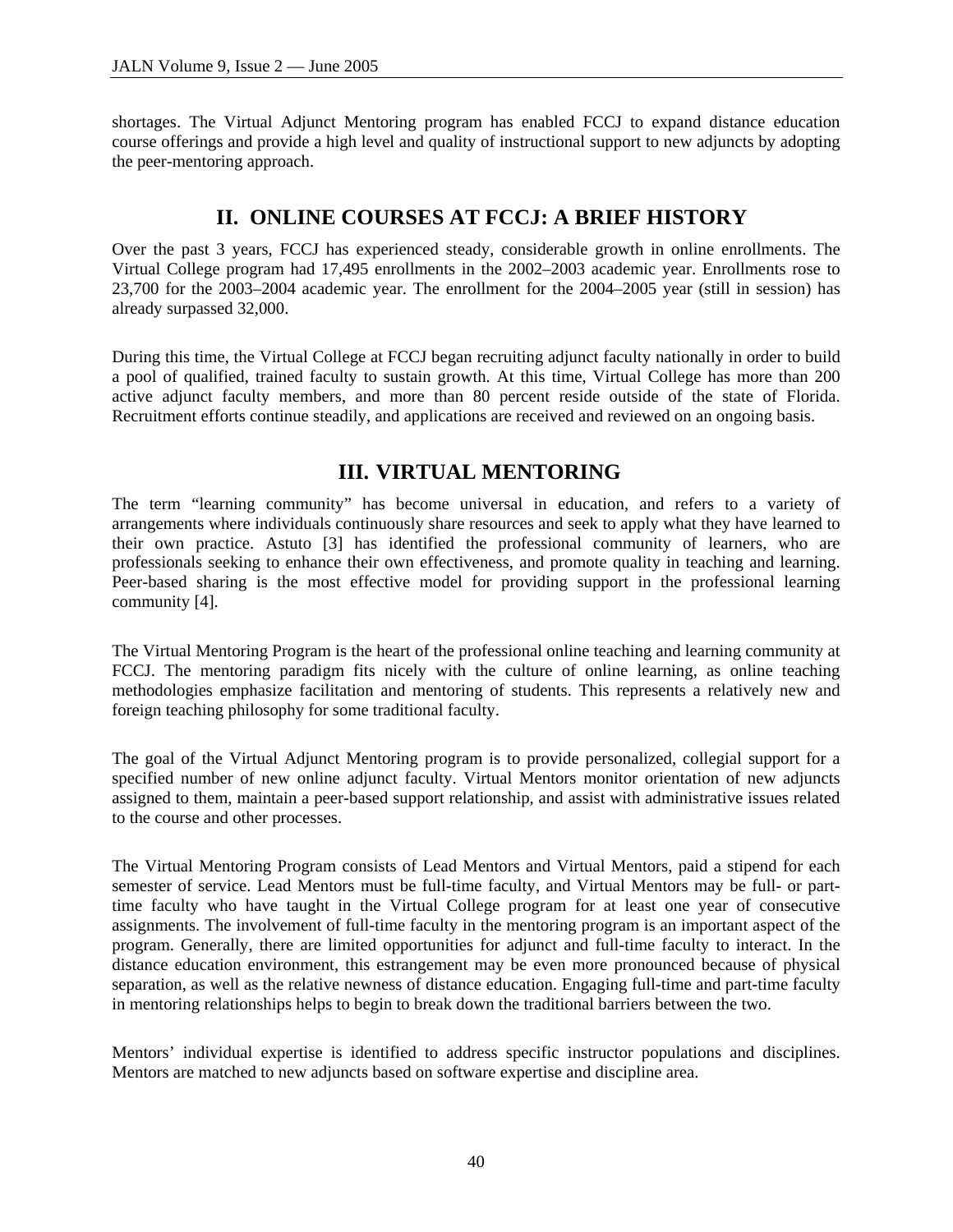shortages. The Virtual Adjunct Mentoring program has enabled FCCJ to expand distance education course offerings and provide a high level and quality of instructional support to new adjuncts by adopting the peer-mentoring approach.

## II. ONLINE COURSES AT FCCJ: A BRIEF HISTORY

Over the past 3 years, FCCJ has experienced steady, considerable growth in online enrollments. The Virtual College program had 17,495 enrollments in the 2002–2003 academic year. Enrollments rose to 23,700 for the 2003–2004 academic year. The enrollment for the 2004–2005 year (still in session) has already surpassed 32,000.

During this time, the Virtual College at FCCJ began recruiting adjunct faculty nationally in order to build a pool of qualified, trained faculty to sustain growth. At this time, Virtual College has more than 200 active adjunct faculty members, and more than 80 percent reside outside of the state of Florida. Recruitment efforts continue steadily, and applications are received and reviewed on an ongoing basis.

## III. VIRTUAL MENTORING

The term "learning community" has become universal in education, and refers to a variety of arrangements where individuals continuously share resources and seek to apply what they have learned to their own practice. Astuto [3] has identified the professional community of learners, who are professionals seeking to enhance their own effectiveness, and promote quality in teaching and learning. Peer-based sharing is the most effective model for providing support in the professional learning community [4].

The Virtual Mentoring Program is the heart of the professional online teaching and learning community at FCCJ. The mentoring paradigm fits nicely with the culture of online learning, as online teaching methodologies emphasize facilitation and mentoring of students. This represents a relatively new and foreign teaching philosophy for some traditional faculty.

The goal of the Virtual Adjunct Mentoring program is to provide personalized, collegial support for a specified number of new online adjunct faculty. Virtual Mentors monitor orientation of new adjuncts assigned to them, maintain a peer-based support relationship, and assist with administrative issues related to the course and other processes.

The Virtual Mentoring Program consists of Lead Mentors and Virtual Mentors, paid a stipend for each semester of service. Lead Mentors must be full-time faculty, and Virtual Mentors may be full- or part-time faculty who have taught in the Virtual College program for at least one year of consecutive assignments. The involvement of full-time faculty in the mentoring program is an important aspect of the program. Generally, there are limited opportunities for adjunct and full-time faculty to interact. In the distance education environment, this estrangement may be even more pronounced because of physical separation, as well as the relative newness of distance education. Engaging full-time and part-time faculty in mentoring relationships helps to begin to break down the traditional barriers between the two.

Mentors' individual expertise is identified to address specific instructor populations and disciplines. Mentors are matched to new adjuncts based on software expertise and discipline area.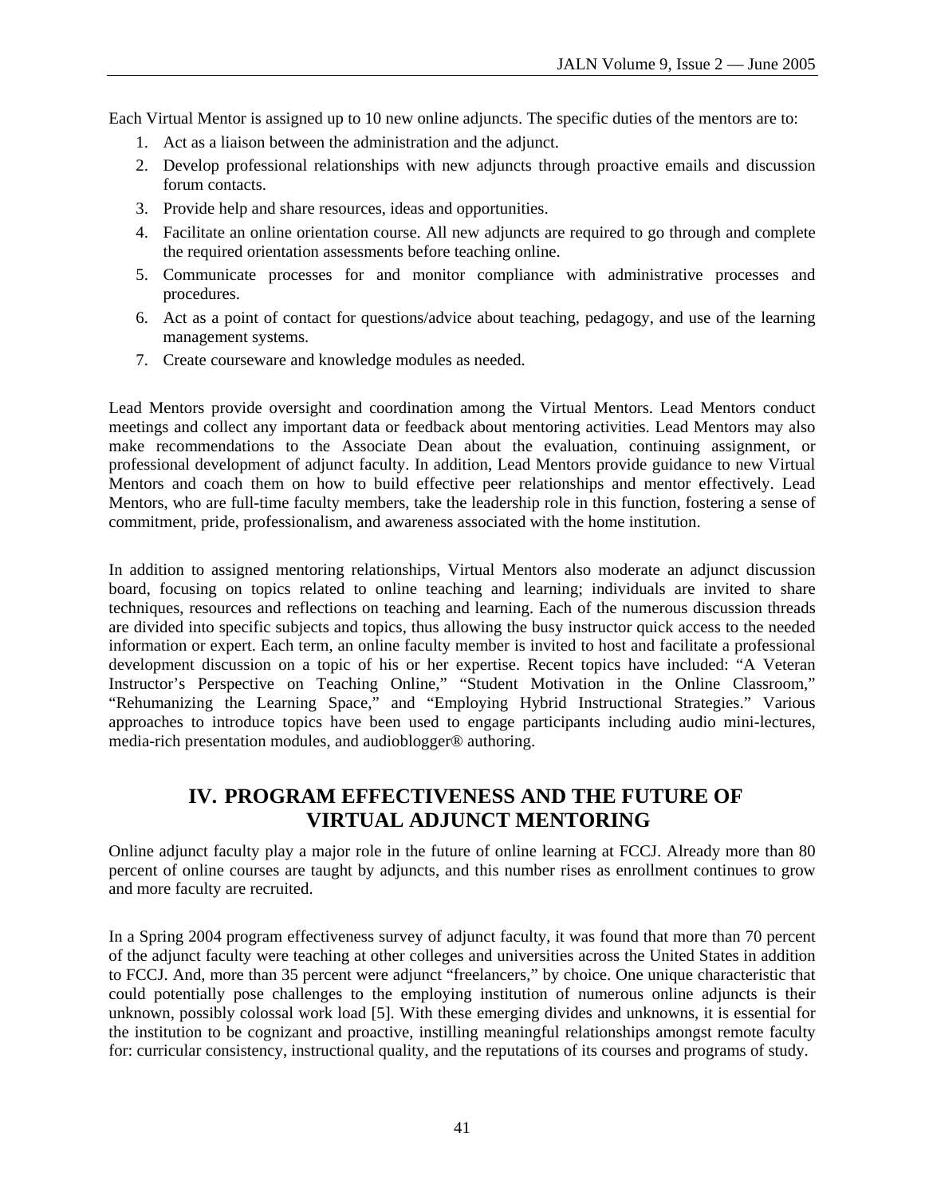Each Virtual Mentor is assigned up to 10 new online adjuncts. The specific duties of the mentors are to:

1. Act as a liaison between the administration and the adjunct.
2. Develop professional relationships with new adjuncts through proactive emails and discussion forum contacts.
3. Provide help and share resources, ideas and opportunities.
4. Facilitate an online orientation course. All new adjuncts are required to go through and complete the required orientation assessments before teaching online.
5. Communicate processes for and monitor compliance with administrative processes and procedures.
6. Act as a point of contact for questions/advice about teaching, pedagogy, and use of the learning management systems.
7. Create courseware and knowledge modules as needed.

Lead Mentors provide oversight and coordination among the Virtual Mentors. Lead Mentors conduct meetings and collect any important data or feedback about mentoring activities. Lead Mentors may also make recommendations to the Associate Dean about the evaluation, continuing assignment, or professional development of adjunct faculty. In addition, Lead Mentors provide guidance to new Virtual Mentors and coach them on how to build effective peer relationships and mentor effectively. Lead Mentors, who are full-time faculty members, take the leadership role in this function, fostering a sense of commitment, pride, professionalism, and awareness associated with the home institution.

In addition to assigned mentoring relationships, Virtual Mentors also moderate an adjunct discussion board, focusing on topics related to online teaching and learning; individuals are invited to share techniques, resources and reflections on teaching and learning. Each of the numerous discussion threads are divided into specific subjects and topics, thus allowing the busy instructor quick access to the needed information or expert. Each term, an online faculty member is invited to host and facilitate a professional development discussion on a topic of his or her expertise. Recent topics have included: "A Veteran Instructor's Perspective on Teaching Online," "Student Motivation in the Online Classroom," "Rehumanizing the Learning Space," and "Employing Hybrid Instructional Strategies." Various approaches to introduce topics have been used to engage participants including audio mini-lectures, media-rich presentation modules, and audioblogger® authoring.

## IV. PROGRAM EFFECTIVENESS AND THE FUTURE OF VIRTUAL ADJUNCT MENTORING

Online adjunct faculty play a major role in the future of online learning at FCCJ. Already more than 80 percent of online courses are taught by adjuncts, and this number rises as enrollment continues to grow and more faculty are recruited.

In a Spring 2004 program effectiveness survey of adjunct faculty, it was found that more than 70 percent of the adjunct faculty were teaching at other colleges and universities across the United States in addition to FCCJ. And, more than 35 percent were adjunct "freelancers," by choice. One unique characteristic that could potentially pose challenges to the employing institution of numerous online adjuncts is their unknown, possibly colossal work load [5]. With these emerging divides and unknowns, it is essential for the institution to be cognizant and proactive, instilling meaningful relationships amongst remote faculty for: curricular consistency, instructional quality, and the reputations of its courses and programs of study.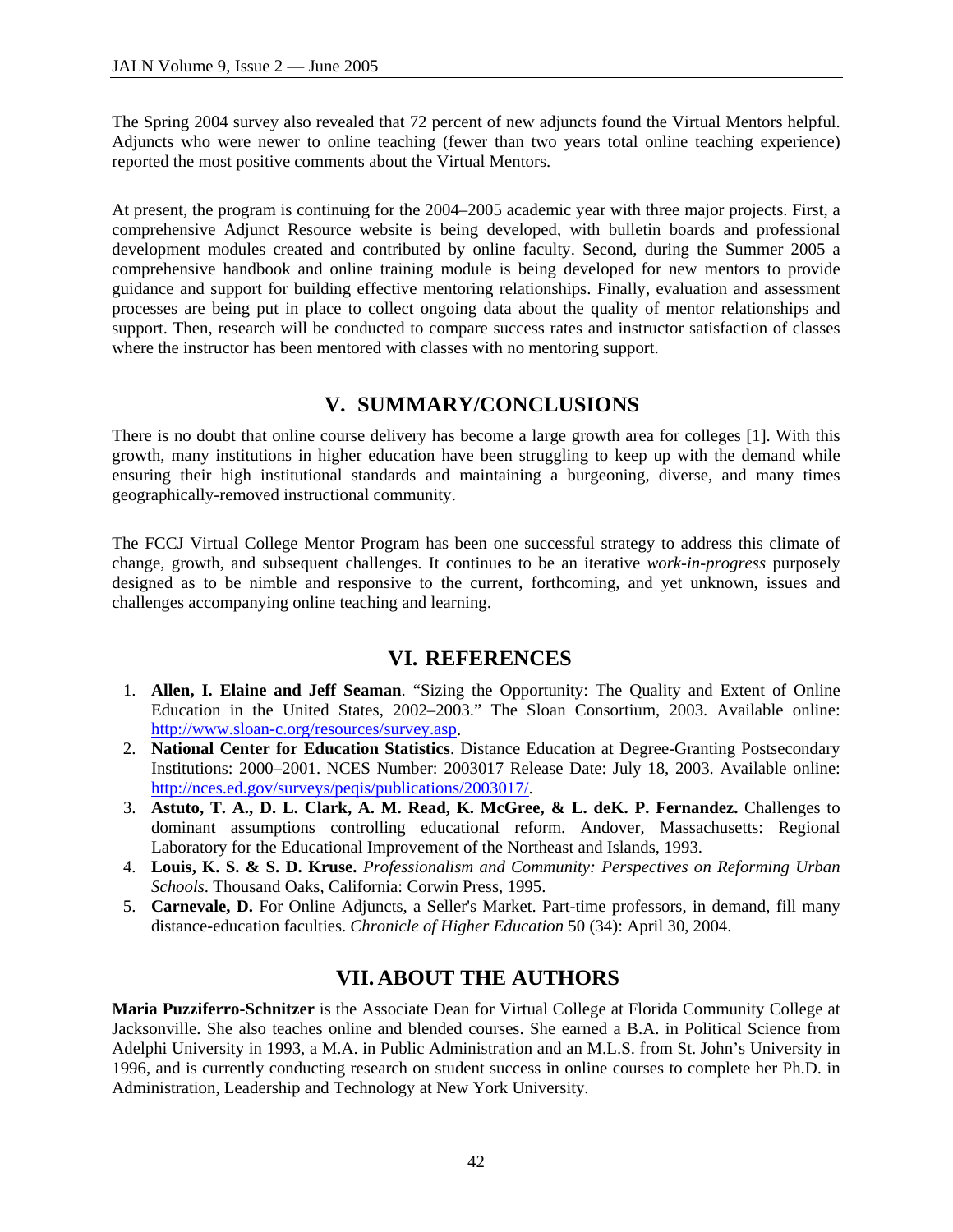The Spring 2004 survey also revealed that 72 percent of new adjuncts found the Virtual Mentors helpful. Adjuncts who were newer to online teaching (fewer than two years total online teaching experience) reported the most positive comments about the Virtual Mentors.

At present, the program is continuing for the 2004–2005 academic year with three major projects. First, a comprehensive Adjunct Resource website is being developed, with bulletin boards and professional development modules created and contributed by online faculty. Second, during the Summer 2005 a comprehensive handbook and online training module is being developed for new mentors to provide guidance and support for building effective mentoring relationships. Finally, evaluation and assessment processes are being put in place to collect ongoing data about the quality of mentor relationships and support. Then, research will be conducted to compare success rates and instructor satisfaction of classes where the instructor has been mentored with classes with no mentoring support.

## V. SUMMARY/CONCLUSIONS

There is no doubt that online course delivery has become a large growth area for colleges [1]. With this growth, many institutions in higher education have been struggling to keep up with the demand while ensuring their high institutional standards and maintaining a burgeoning, diverse, and many times geographically-removed instructional community.

The FCCJ Virtual College Mentor Program has been one successful strategy to address this climate of change, growth, and subsequent challenges. It continues to be an iterative *work-in-progress* purposely designed as to be nimble and responsive to the current, forthcoming, and yet unknown, issues and challenges accompanying online teaching and learning.

## VI. REFERENCES

1. **Allen, I. Elaine and Jeff Seaman**. "Sizing the Opportunity: The Quality and Extent of Online Education in the United States, 2002–2003." The Sloan Consortium, 2003. Available online: http://www.sloan-c.org/resources/survey.asp.
2. **National Center for Education Statistics**. Distance Education at Degree-Granting Postsecondary Institutions: 2000–2001. NCES Number: 2003017 Release Date: July 18, 2003. Available online: http://nces.ed.gov/surveys/peqis/publications/2003017/.
3. **Astuto, T. A., D. L. Clark, A. M. Read, K. McGree, & L. deK. P. Fernandez.** Challenges to dominant assumptions controlling educational reform. Andover, Massachusetts: Regional Laboratory for the Educational Improvement of the Northeast and Islands, 1993.
4. **Louis, K. S. & S. D. Kruse.** *Professionalism and Community: Perspectives on Reforming Urban Schools*. Thousand Oaks, California: Corwin Press, 1995.
5. **Carnevale, D.** For Online Adjuncts, a Seller's Market. Part-time professors, in demand, fill many distance-education faculties. *Chronicle of Higher Education* 50 (34): April 30, 2004.

## VII. ABOUT THE AUTHORS

**Maria Puzziferro-Schnitzer** is the Associate Dean for Virtual College at Florida Community College at Jacksonville. She also teaches online and blended courses. She earned a B.A. in Political Science from Adelphi University in 1993, a M.A. in Public Administration and an M.L.S. from St. John's University in 1996, and is currently conducting research on student success in online courses to complete her Ph.D. in Administration, Leadership and Technology at New York University.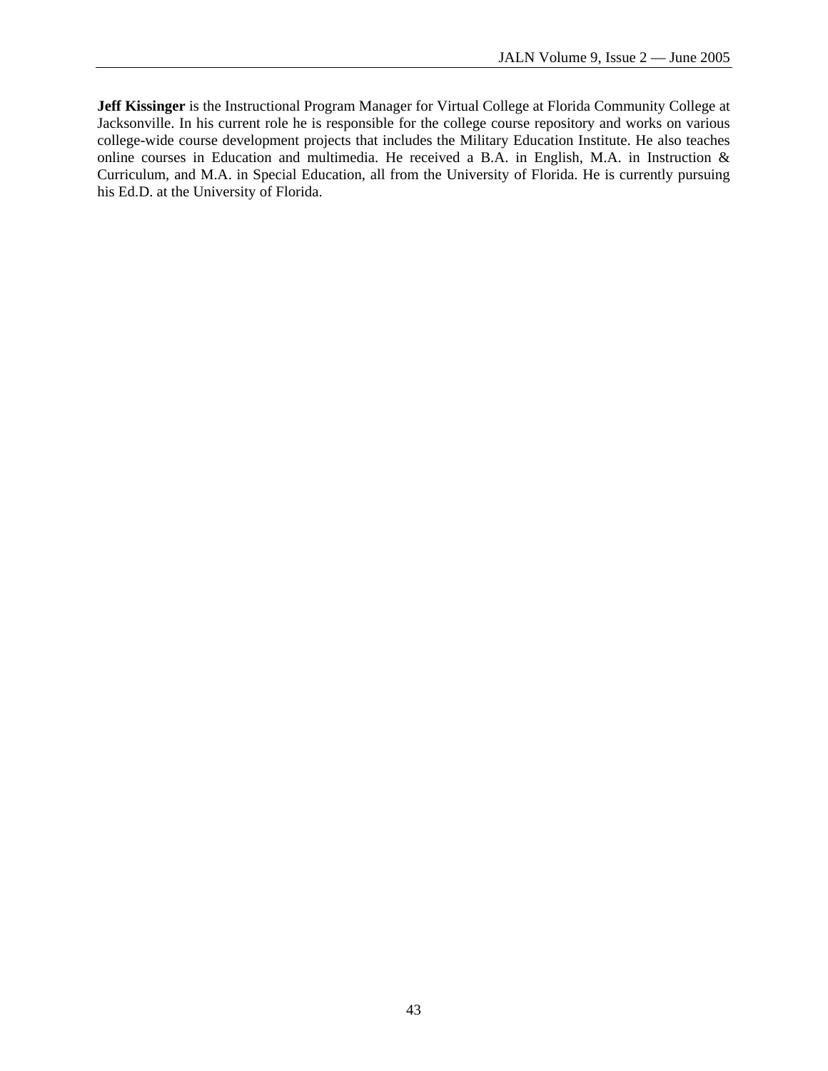**Jeff Kissinger** is the Instructional Program Manager for Virtual College at Florida Community College at Jacksonville. In his current role he is responsible for the college course repository and works on various college-wide course development projects that includes the Military Education Institute. He also teaches online courses in Education and multimedia. He received a B.A. in English, M.A. in Instruction & Curriculum, and M.A. in Special Education, all from the University of Florida. He is currently pursuing his Ed.D. at the University of Florida.